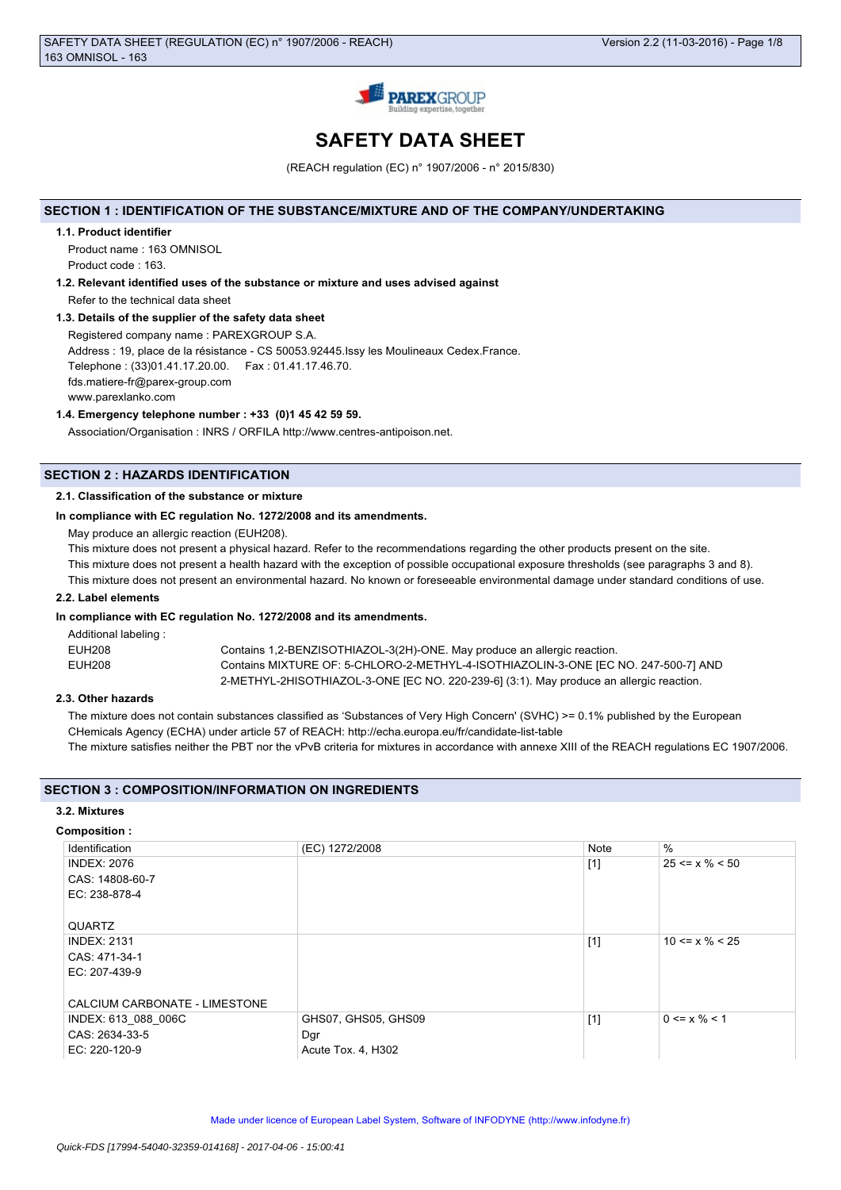# SAFETY DATA SHEET

(REACH regulation (EC) n° 1907/2006 - n° 2015/830)

## SECTION 1 : IDENTIFICATION OF THE SUBSTANCE/MIXTURE AND OF THE COMPANY/UNDERTAKING

### 1.1. Product identifier

Product name : 163 OMNISOL

Product code : 163.

### 1.2. Relevant identified uses of the substance or mixture and uses advised against

Refer to the technical data sheet

### 1.3. Details of the supplier of the safety data sheet

Registered company name : PAREXGROUP S.A.

Address : 19, place de la résistance - CS 50053.92445.Issy les Moulineaux Cedex.France.

Telephone : (33)01.41.17.20.00. Fax : 01.41.17.46.70.

fds.matiere-fr@parex-group.com

www.parexlanko.com

### 1.4. Emergency telephone number : +33 (0)1 45 42 59 59.

Association/Organisation : INRS / ORFILA http://www.centres-antipoison.net.

## SECTION 2 : HAZARDS IDENTIFICATION

### 2.1. Classification of the substance or mixture

**In compliance with EC regulation No. 1272/2008 and its amendments.**

May produce an allergic reaction (EUH208).

This mixture does not present a physical hazard. Refer to the recommendations regarding the other products present on the site.

This mixture does not present a health hazard with the exception of possible occupational exposure thresholds (see paragraphs 3 and 8).

This mixture does not present an environmental hazard. No known or foreseeable environmental damage under standard conditions of use.

### 2.2. Label elements

**In compliance with EC regulation No. 1272/2008 and its amendments.**

Additional labeling :

| | |
|---|---|
| EUH208 | Contains 1,2-BENZISOTHIAZOL-3(2H)-ONE. May produce an allergic reaction. |
| EUH208 | Contains MIXTURE OF: 5-CHLORO-2-METHYL-4-ISOTHIAZOLIN-3-ONE [EC NO. 247-500-7] AND 2-METHYL-2HISOTHIAZOL-3-ONE [EC NO. 220-239-6] (3:1). May produce an allergic reaction. |

### 2.3. Other hazards

The mixture does not contain substances classified as 'Substances of Very High Concern' (SVHC) >= 0.1% published by the European CHemicals Agency (ECHA) under article 57 of REACH: http://echa.europa.eu/fr/candidate-list-table

The mixture satisfies neither the PBT nor the vPvB criteria for mixtures in accordance with annexe XIII of the REACH regulations EC 1907/2006.

## SECTION 3 : COMPOSITION/INFORMATION ON INGREDIENTS

### 3.2. Mixtures

**Composition :**

| Identification | (EC) 1272/2008 | Note | % |
|---|---|---|---|
| INDEX: 2076<br>CAS: 14808-60-7<br>EC: 238-878-4<br><br>QUARTZ | | [1] | 25 <= x % < 50 |
| INDEX: 2131<br>CAS: 471-34-1<br>EC: 207-439-9<br><br>CALCIUM CARBONATE - LIMESTONE | | [1] | 10 <= x % < 25 |
| INDEX: 613_088_006C<br>CAS: 2634-33-5<br>EC: 220-120-9 | GHS07, GHS05, GHS09<br>Dgr<br>Acute Tox. 4, H302 | [1] | 0 <= x % < 1 |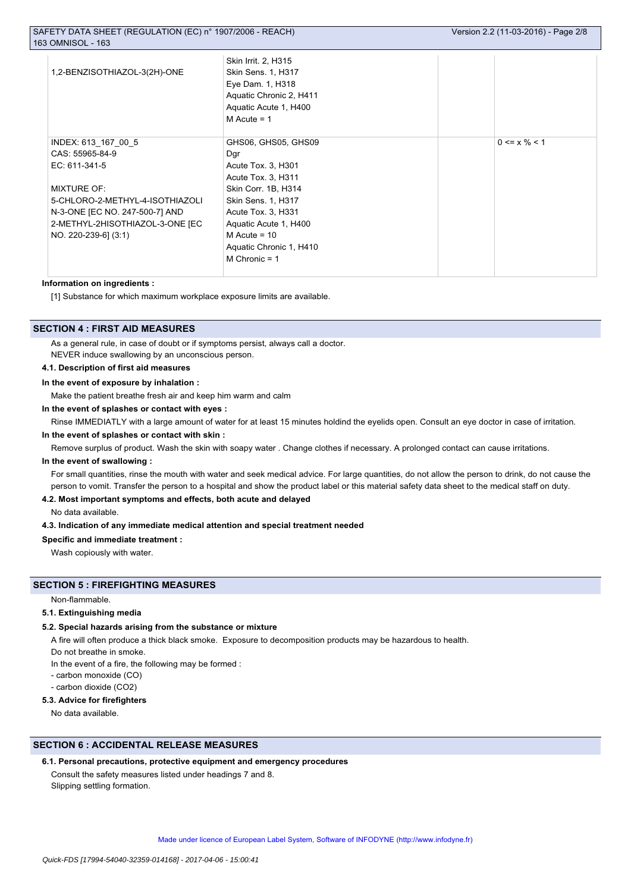| | | | |
|---|---|---|---|
| 1,2-BENZISOTHIAZOL-3(2H)-ONE | Skin Irrit. 2, H315<br>Skin Sens. 1, H317<br>Eye Dam. 1, H318<br>Aquatic Chronic 2, H411<br>Aquatic Acute 1, H400<br>M Acute = 1 | | |
| INDEX: 613_167_00_5<br>CAS: 55965-84-9<br>EC: 611-341-5<br><br>MIXTURE OF:<br>5-CHLORO-2-METHYL-4-ISOTHIAZOLIN-3-ONE [EC NO. 247-500-7] AND 2-METHYL-2HISOTHIAZOL-3-ONE [EC NO. 220-239-6] (3:1) | GHS06, GHS05, GHS09<br>Dgr<br>Acute Tox. 3, H301<br>Acute Tox. 3, H311<br>Skin Corr. 1B, H314<br>Skin Sens. 1, H317<br>Acute Tox. 3, H331<br>Aquatic Acute 1, H400<br>M Acute = 10<br>Aquatic Chronic 1, H410<br>M Chronic = 1 | | 0 <= x % < 1 |

**Information on ingredients :**

[1] Substance for which maximum workplace exposure limits are available.

## SECTION 4 : FIRST AID MEASURES

As a general rule, in case of doubt or if symptoms persist, always call a doctor.
NEVER induce swallowing by an unconscious person.

### 4.1. Description of first aid measures

**In the event of exposure by inhalation :**

Make the patient breathe fresh air and keep him warm and calm

**In the event of splashes or contact with eyes :**

Rinse IMMEDIATLY with a large amount of water for at least 15 minutes holdind the eyelids open. Consult an eye doctor in case of irritation.

**In the event of splashes or contact with skin :**

Remove surplus of product. Wash the skin with soapy water . Change clothes if necessary. A prolonged contact can cause irritations.

**In the event of swallowing :**

For small quantities, rinse the mouth with water and seek medical advice. For large quantities, do not allow the person to drink, do not cause the person to vomit. Transfer the person to a hospital and show the product label or this material safety data sheet to the medical staff on duty.

### 4.2. Most important symptoms and effects, both acute and delayed

No data available.

### 4.3. Indication of any immediate medical attention and special treatment needed

**Specific and immediate treatment :**

Wash copiously with water.

## SECTION 5 : FIREFIGHTING MEASURES

Non-flammable.

### 5.1. Extinguishing media

### 5.2. Special hazards arising from the substance or mixture

A fire will often produce a thick black smoke. Exposure to decomposition products may be hazardous to health.
Do not breathe in smoke.
In the event of a fire, the following may be formed :
- carbon monoxide (CO)
- carbon dioxide ($CO_2$)

### 5.3. Advice for firefighters

No data available.

## SECTION 6 : ACCIDENTAL RELEASE MEASURES

### 6.1. Personal precautions, protective equipment and emergency procedures

Consult the safety measures listed under headings 7 and 8.
Slipping settling formation.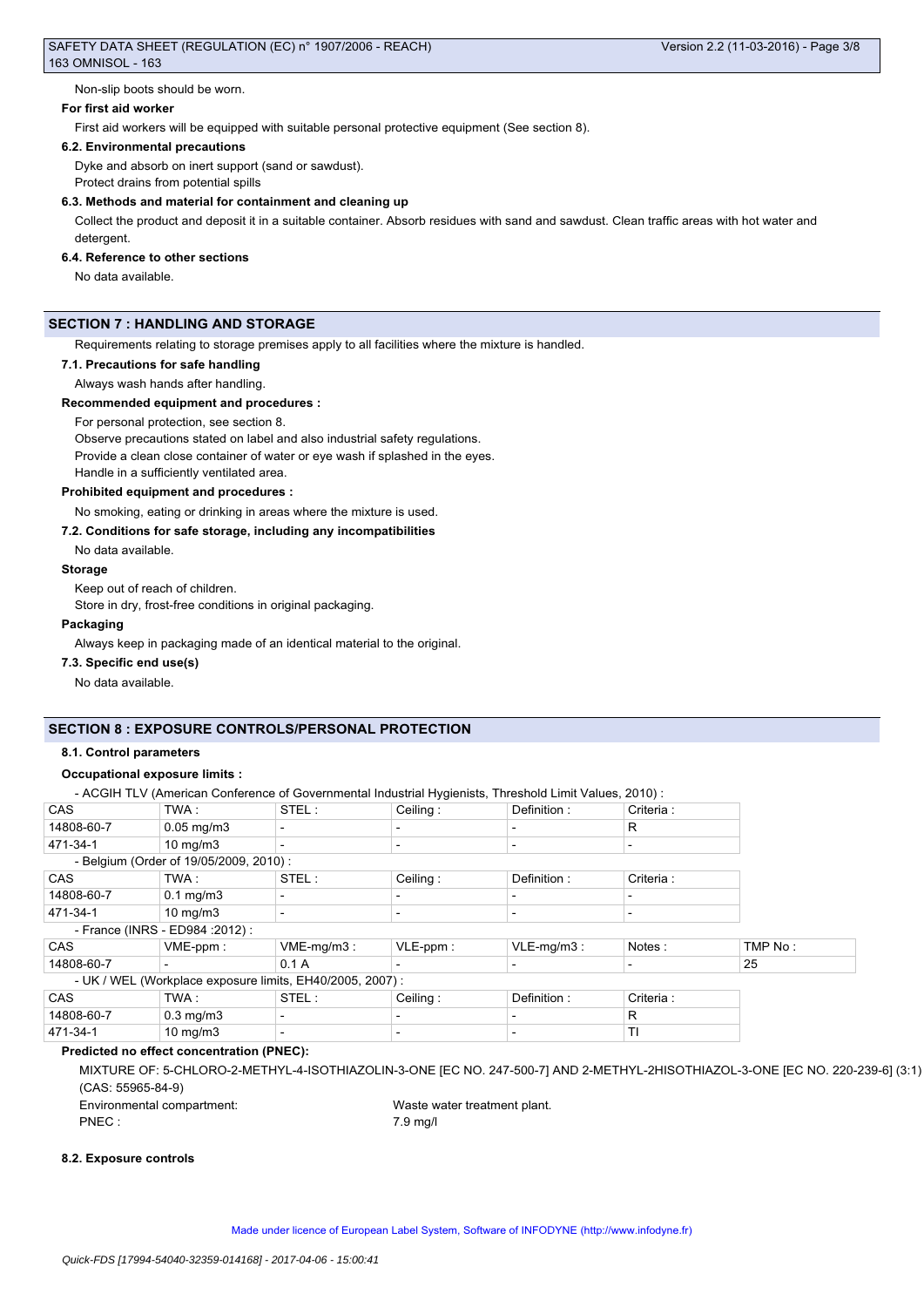Non-slip boots should be worn.

**For first aid worker**

First aid workers will be equipped with suitable personal protective equipment (See section 8).

**6.2. Environmental precautions**

Dyke and absorb on inert support (sand or sawdust).
Protect drains from potential spills

**6.3. Methods and material for containment and cleaning up**

Collect the product and deposit it in a suitable container. Absorb residues with sand and sawdust. Clean traffic areas with hot water and detergent.

**6.4. Reference to other sections**

No data available.

## SECTION 7 : HANDLING AND STORAGE

Requirements relating to storage premises apply to all facilities where the mixture is handled.

**7.1. Precautions for safe handling**

Always wash hands after handling.

**Recommended equipment and procedures :**

For personal protection, see section 8.
Observe precautions stated on label and also industrial safety regulations.
Provide a clean close container of water or eye wash if splashed in the eyes.
Handle in a sufficiently ventilated area.

**Prohibited equipment and procedures :**

No smoking, eating or drinking in areas where the mixture is used.

**7.2. Conditions for safe storage, including any incompatibilities**

No data available.

**Storage**

Keep out of reach of children.
Store in dry, frost-free conditions in original packaging.

**Packaging**

Always keep in packaging made of an identical material to the original.

**7.3. Specific end use(s)**

No data available.

## SECTION 8 : EXPOSURE CONTROLS/PERSONAL PROTECTION

**8.1. Control parameters**

**Occupational exposure limits :**

- ACGIH TLV (American Conference of Governmental Industrial Hygienists, Threshold Limit Values, 2010) :

| CAS | TWA : | STEL : | Ceiling : | Definition : | Criteria : |
|---|---|---|---|---|---|
| 14808-60-7 | 0.05 mg/m3 | - | - | - | R |
| 471-34-1 | 10 mg/m3 | - | - | - | - |

- Belgium (Order of 19/05/2009, 2010) :

| CAS | TWA : | STEL : | Ceiling : | Definition : | Criteria : |
|---|---|---|---|---|---|
| 14808-60-7 | 0.1 mg/m3 | - | - | - | - |
| 471-34-1 | 10 mg/m3 | - | - | - | - |

- France (INRS - ED984 :2012) :

| CAS | VME-ppm : | VME-mg/m3 : | VLE-ppm : | VLE-mg/m3 : | Notes : | TMP No : |
|---|---|---|---|---|---|---|
| 14808-60-7 | - | 0.1 A | - | - | - | 25 |

- UK / WEL (Workplace exposure limits, EH40/2005, 2007) :

| CAS | TWA : | STEL : | Ceiling : | Definition : | Criteria : |
|---|---|---|---|---|---|
| 14808-60-7 | 0.3 mg/m3 | - | - | - | R |
| 471-34-1 | 10 mg/m3 | - | - | - | TI |

**Predicted no effect concentration (PNEC):**

MIXTURE OF: 5-CHLORO-2-METHYL-4-ISOTHIAZOLIN-3-ONE [EC NO. 247-500-7] AND 2-METHYL-2HISOTHIAZOL-3-ONE [EC NO. 220-239-6] (3:1) (CAS: 55965-84-9)

Environmental compartment: Waste water treatment plant.
PNEC : 7.9 mg/l

**8.2. Exposure controls**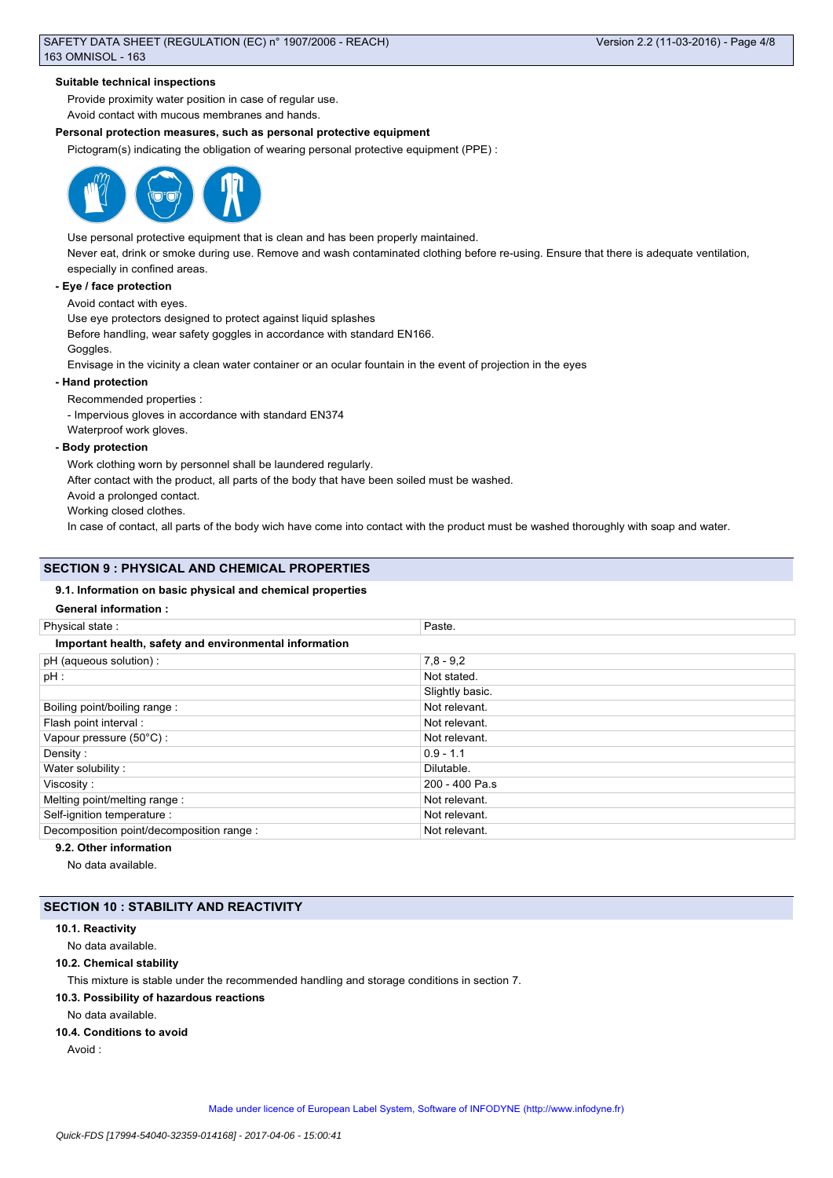**Suitable technical inspections**

Provide proximity water position in case of regular use.

Avoid contact with mucous membranes and hands.

**Personal protection measures, such as personal protective equipment**

Pictogram(s) indicating the obligation of wearing personal protective equipment (PPE) :

Use personal protective equipment that is clean and has been properly maintained.

Never eat, drink or smoke during use. Remove and wash contaminated clothing before re-using. Ensure that there is adequate ventilation, especially in confined areas.

**- Eye / face protection**

Avoid contact with eyes.

Use eye protectors designed to protect against liquid splashes

Before handling, wear safety goggles in accordance with standard EN166.

Goggles.

Envisage in the vicinity a clean water container or an ocular fountain in the event of projection in the eyes

**- Hand protection**

Recommended properties :

- Impervious gloves in accordance with standard EN374

Waterproof work gloves.

**- Body protection**

Work clothing worn by personnel shall be laundered regularly.

After contact with the product, all parts of the body that have been soiled must be washed.

Avoid a prolonged contact.

Working closed clothes.

In case of contact, all parts of the body wich have come into contact with the product must be washed thoroughly with soap and water.

## SECTION 9 : PHYSICAL AND CHEMICAL PROPERTIES

### 9.1. Information on basic physical and chemical properties

**General information :**

| | |
|---|---|
| Physical state : | Paste. |
| **Important health, safety and environmental information** | |
| pH (aqueous solution) : | 7,8 - 9,2 |
| pH : | Not stated. |
| | Slightly basic. |
| Boiling point/boiling range : | Not relevant. |
| Flash point interval : | Not relevant. |
| Vapour pressure (50°C) : | Not relevant. |
| Density : | 0.9 - 1.1 |
| Water solubility : | Dilutable. |
| Viscosity : | 200 - 400 Pa.s |
| Melting point/melting range : | Not relevant. |
| Self-ignition temperature : | Not relevant. |
| Decomposition point/decomposition range : | Not relevant. |

### 9.2. Other information

No data available.

## SECTION 10 : STABILITY AND REACTIVITY

### 10.1. Reactivity

No data available.

### 10.2. Chemical stability

This mixture is stable under the recommended handling and storage conditions in section 7.

### 10.3. Possibility of hazardous reactions

No data available.

### 10.4. Conditions to avoid

Avoid :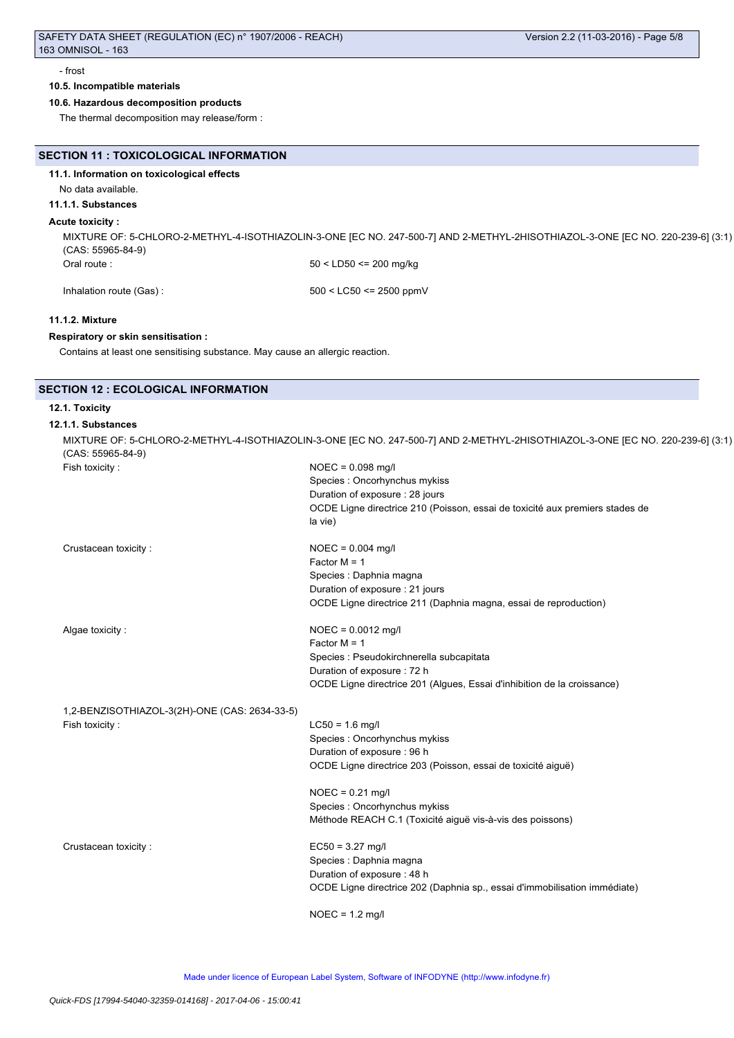- frost

#### 10.5. Incompatible materials

#### 10.6. Hazardous decomposition products

The thermal decomposition may release/form :

## SECTION 11 : TOXICOLOGICAL INFORMATION

#### 11.1. Information on toxicological effects

No data available.

#### 11.1.1. Substances

**Acute toxicity :**

MIXTURE OF: 5-CHLORO-2-METHYL-4-ISOTHIAZOLIN-3-ONE [EC NO. 247-500-7] AND 2-METHYL-2HISOTHIAZOL-3-ONE [EC NO. 220-239-6] (3:1) (CAS: 55965-84-9)

| | |
|---|---|
| Oral route : | 50 < LD50 <= 200 mg/kg |
| Inhalation route (Gas) : | 500 < LC50 <= 2500 ppmV |

#### 11.1.2. Mixture

**Respiratory or skin sensitisation :**

Contains at least one sensitising substance. May cause an allergic reaction.

## SECTION 12 : ECOLOGICAL INFORMATION

#### 12.1. Toxicity

#### 12.1.1. Substances

MIXTURE OF: 5-CHLORO-2-METHYL-4-ISOTHIAZOLIN-3-ONE [EC NO. 247-500-7] AND 2-METHYL-2HISOTHIAZOL-3-ONE [EC NO. 220-239-6] (3:1) (CAS: 55965-84-9)

Fish toxicity :
- NOEC = 0.098 mg/l
- Species : Oncorhynchus mykiss
- Duration of exposure : 28 jours
- OCDE Ligne directrice 210 (Poisson, essai de toxicité aux premiers stades de la vie)

Crustacean toxicity :
- NOEC = 0.004 mg/l
- Factor M = 1
- Species : Daphnia magna
- Duration of exposure : 21 jours
- OCDE Ligne directrice 211 (Daphnia magna, essai de reproduction)

Algae toxicity :
- NOEC = 0.0012 mg/l
- Factor M = 1
- Species : Pseudokirchnerella subcapitata
- Duration of exposure : 72 h
- OCDE Ligne directrice 201 (Algues, Essai d'inhibition de la croissance)

1,2-BENZISOTHIAZOL-3(2H)-ONE (CAS: 2634-33-5)

Fish toxicity :
- LC50 = 1.6 mg/l
- Species : Oncorhynchus mykiss
- Duration of exposure : 96 h
- OCDE Ligne directrice 203 (Poisson, essai de toxicité aiguë)

- NOEC = 0.21 mg/l
- Species : Oncorhynchus mykiss
- Méthode REACH C.1 (Toxicité aiguë vis-à-vis des poissons)

Crustacean toxicity :
- EC50 = 3.27 mg/l
- Species : Daphnia magna
- Duration of exposure : 48 h
- OCDE Ligne directrice 202 (Daphnia sp., essai d'immobilisation immédiate)

- NOEC = 1.2 mg/l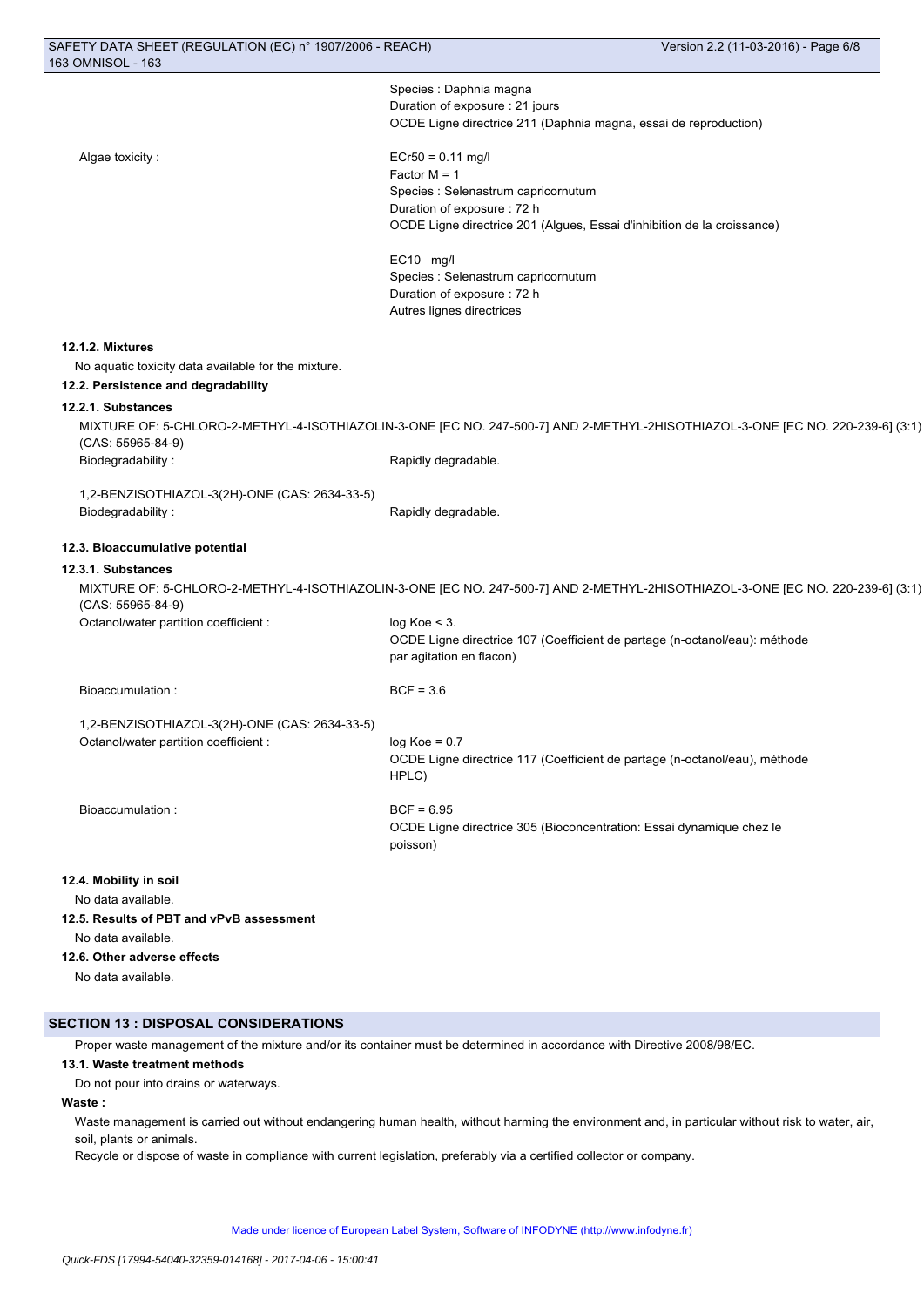Species : Daphnia magna
Duration of exposure : 21 jours
OCDE Ligne directrice 211 (Daphnia magna, essai de reproduction)

Algae toxicity :

ECr50 = 0.11 mg/l
Factor M = 1
Species : Selenastrum capricornutum
Duration of exposure : 72 h
OCDE Ligne directrice 201 (Algues, Essai d'inhibition de la croissance)

EC10 mg/l
Species : Selenastrum capricornutum
Duration of exposure : 72 h
Autres lignes directrices

#### 12.1.2. Mixtures

No aquatic toxicity data available for the mixture.

### 12.2. Persistence and degradability

#### 12.2.1. Substances

MIXTURE OF: 5-CHLORO-2-METHYL-4-ISOTHIAZOLIN-3-ONE [EC NO. 247-500-7] AND 2-METHYL-2HISOTHIAZOL-3-ONE [EC NO. 220-239-6] (3:1) (CAS: 55965-84-9)

Biodegradability : Rapidly degradable.

1,2-BENZISOTHIAZOL-3(2H)-ONE (CAS: 2634-33-5)

Biodegradability : Rapidly degradable.

### 12.3. Bioaccumulative potential

#### 12.3.1. Substances

MIXTURE OF: 5-CHLORO-2-METHYL-4-ISOTHIAZOLIN-3-ONE [EC NO. 247-500-7] AND 2-METHYL-2HISOTHIAZOL-3-ONE [EC NO. 220-239-6] (3:1) (CAS: 55965-84-9)

Octanol/water partition coefficient : log Koe < 3.
OCDE Ligne directrice 107 (Coefficient de partage (n-octanol/eau): méthode par agitation en flacon)

Bioaccumulation : BCF = 3.6

1,2-BENZISOTHIAZOL-3(2H)-ONE (CAS: 2634-33-5)

Octanol/water partition coefficient : log Koe = 0.7
OCDE Ligne directrice 117 (Coefficient de partage (n-octanol/eau), méthode HPLC)

Bioaccumulation : BCF = 6.95
OCDE Ligne directrice 305 (Bioconcentration: Essai dynamique chez le poisson)

### 12.4. Mobility in soil

No data available.

### 12.5. Results of PBT and vPvB assessment

No data available.

### 12.6. Other adverse effects

No data available.

## SECTION 13 : DISPOSAL CONSIDERATIONS

Proper waste management of the mixture and/or its container must be determined in accordance with Directive 2008/98/EC.

### 13.1. Waste treatment methods

Do not pour into drains or waterways.

**Waste :**

Waste management is carried out without endangering human health, without harming the environment and, in particular without risk to water, air, soil, plants or animals.

Recycle or dispose of waste in compliance with current legislation, preferably via a certified collector or company.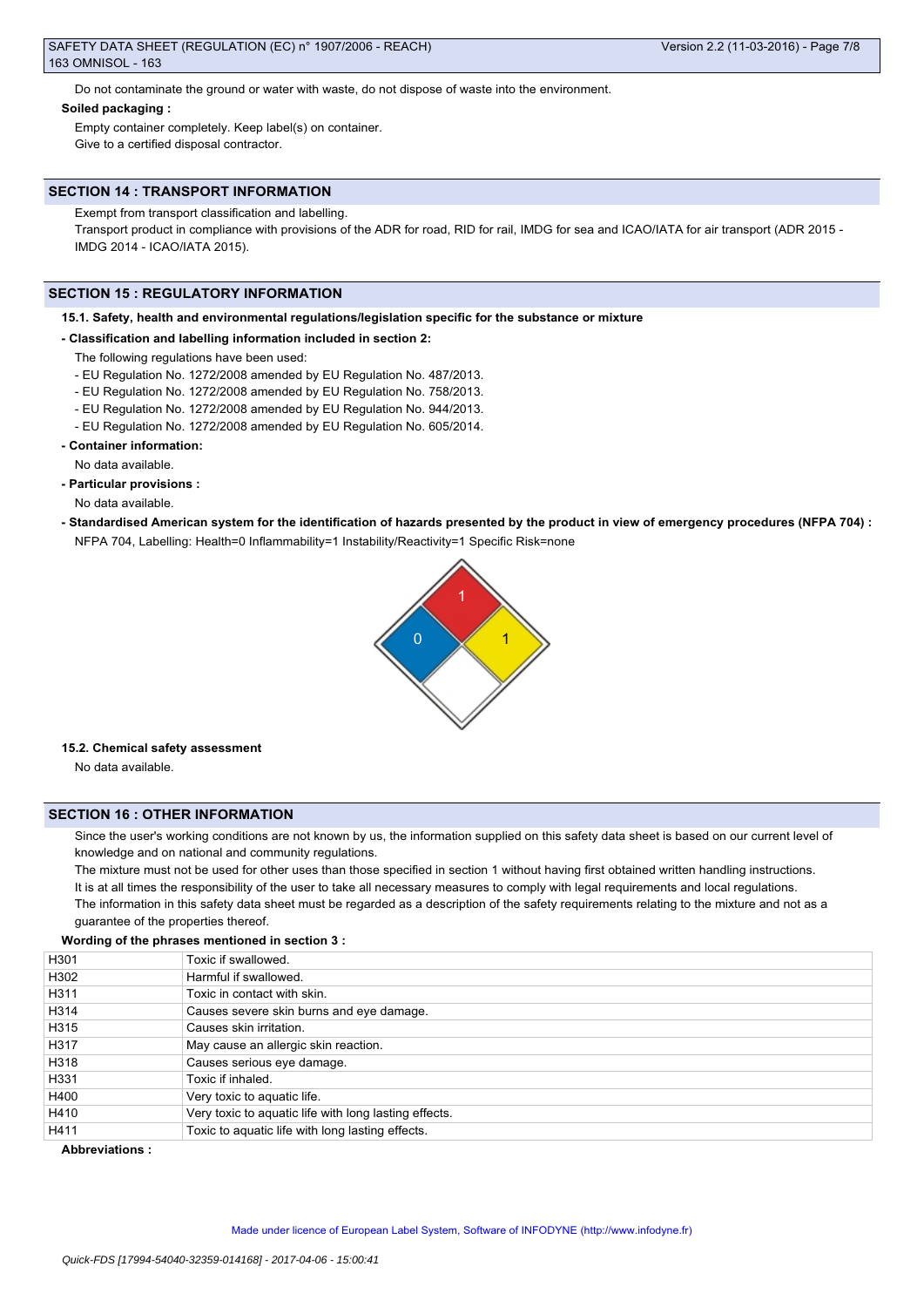Do not contaminate the ground or water with waste, do not dispose of waste into the environment.

**Soiled packaging :**

Empty container completely. Keep label(s) on container.
Give to a certified disposal contractor.

## SECTION 14 : TRANSPORT INFORMATION

Exempt from transport classification and labelling.
Transport product in compliance with provisions of the ADR for road, RID for rail, IMDG for sea and ICAO/IATA for air transport (ADR 2015 - IMDG 2014 - ICAO/IATA 2015).

## SECTION 15 : REGULATORY INFORMATION

**15.1. Safety, health and environmental regulations/legislation specific for the substance or mixture**

**- Classification and labelling information included in section 2:**

The following regulations have been used:
- EU Regulation No. 1272/2008 amended by EU Regulation No. 487/2013.
- EU Regulation No. 1272/2008 amended by EU Regulation No. 758/2013.
- EU Regulation No. 1272/2008 amended by EU Regulation No. 944/2013.
- EU Regulation No. 1272/2008 amended by EU Regulation No. 605/2014.

**- Container information:**

No data available.

**- Particular provisions :**

No data available.

**- Standardised American system for the identification of hazards presented by the product in view of emergency procedures (NFPA 704) :**

NFPA 704, Labelling: Health=0 Inflammability=1 Instability/Reactivity=1 Specific Risk=none

**15.2. Chemical safety assessment**

No data available.

## SECTION 16 : OTHER INFORMATION

Since the user's working conditions are not known by us, the information supplied on this safety data sheet is based on our current level of knowledge and on national and community regulations.
The mixture must not be used for other uses than those specified in section 1 without having first obtained written handling instructions.
It is at all times the responsibility of the user to take all necessary measures to comply with legal requirements and local regulations.
The information in this safety data sheet must be regarded as a description of the safety requirements relating to the mixture and not as a guarantee of the properties thereof.

**Wording of the phrases mentioned in section 3 :**

| | |
|---|---|
| H301 | Toxic if swallowed. |
| H302 | Harmful if swallowed. |
| H311 | Toxic in contact with skin. |
| H314 | Causes severe skin burns and eye damage. |
| H315 | Causes skin irritation. |
| H317 | May cause an allergic skin reaction. |
| H318 | Causes serious eye damage. |
| H331 | Toxic if inhaled. |
| H400 | Very toxic to aquatic life. |
| H410 | Very toxic to aquatic life with long lasting effects. |
| H411 | Toxic to aquatic life with long lasting effects. |

**Abbreviations :**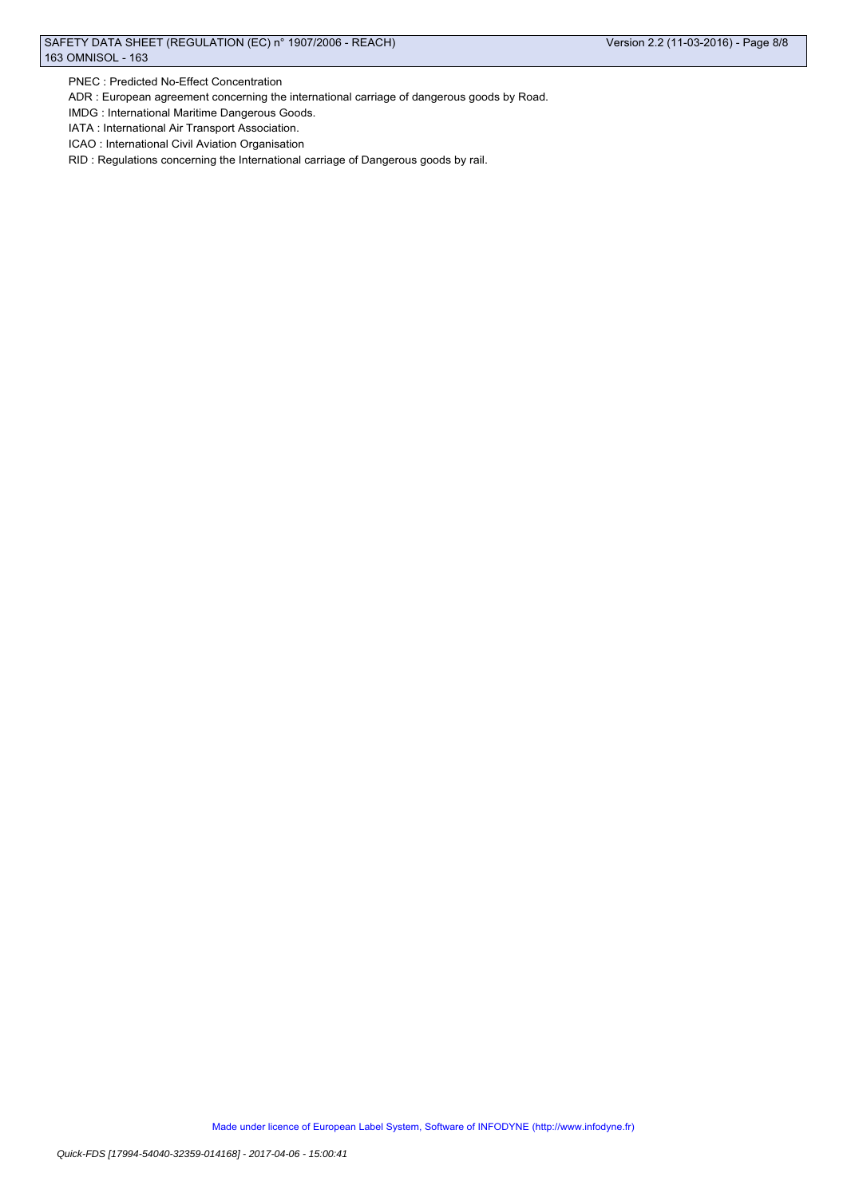PNEC : Predicted No-Effect Concentration

ADR : European agreement concerning the international carriage of dangerous goods by Road.

IMDG : International Maritime Dangerous Goods.

IATA : International Air Transport Association.

ICAO : International Civil Aviation Organisation

RID : Regulations concerning the International carriage of Dangerous goods by rail.